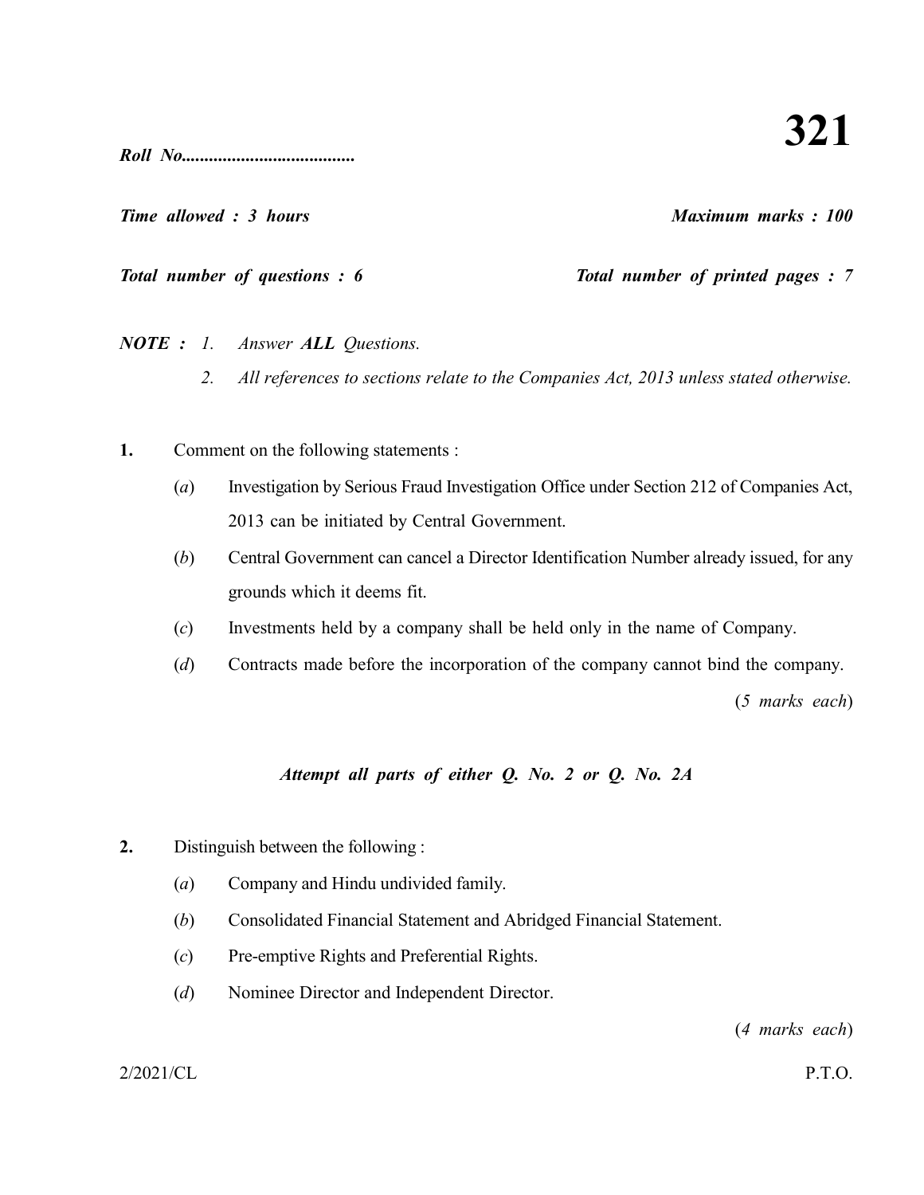# 321

***Roll No......................................***

***Time allowed : 3 hours*** ***Maximum marks : 100***

***Total number of questions : 6*** ***Total number of printed pages : 7***

***NOTE :*** *1. Answer **ALL** Questions.*

*2. All references to sections relate to the Companies Act, 2013 unless stated otherwise.*

**1.** Comment on the following statements :

(*a*) Investigation by Serious Fraud Investigation Office under Section 212 of Companies Act, 2013 can be initiated by Central Government.

(*b*) Central Government can cancel a Director Identification Number already issued, for any grounds which it deems fit.

(*c*) Investments held by a company shall be held only in the name of Company.

(*d*) Contracts made before the incorporation of the company cannot bind the company.

(*5 marks each*)

***Attempt all parts of either Q. No. 2 or Q. No. 2A***

**2.** Distinguish between the following :

(*a*) Company and Hindu undivided family.

(*b*) Consolidated Financial Statement and Abridged Financial Statement.

(*c*) Pre-emptive Rights and Preferential Rights.

(*d*) Nominee Director and Independent Director.

(*4 marks each*)

2/2021/CL P.T.O.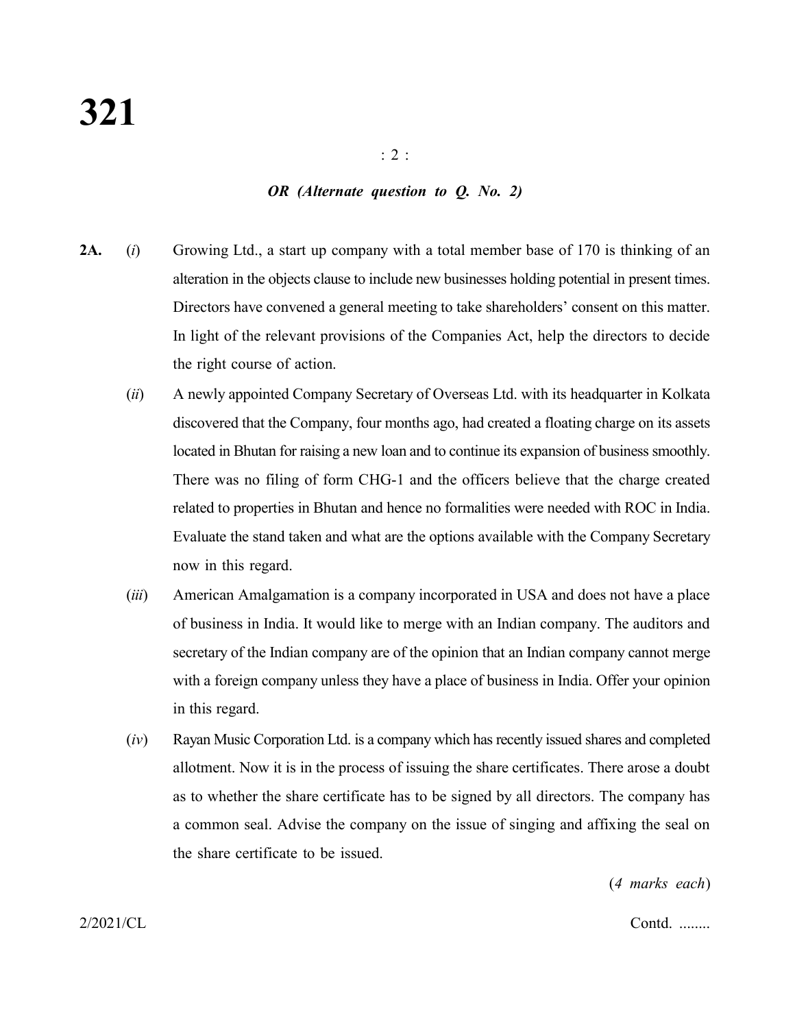*OR (Alternate question to Q. No. 2)*

**2A.** (*i*) Growing Ltd., a start up company with a total member base of 170 is thinking of an alteration in the objects clause to include new businesses holding potential in present times. Directors have convened a general meeting to take shareholders' consent on this matter. In light of the relevant provisions of the Companies Act, help the directors to decide the right course of action.

(*ii*) A newly appointed Company Secretary of Overseas Ltd. with its headquarter in Kolkata discovered that the Company, four months ago, had created a floating charge on its assets located in Bhutan for raising a new loan and to continue its expansion of business smoothly. There was no filing of form CHG-1 and the officers believe that the charge created related to properties in Bhutan and hence no formalities were needed with ROC in India. Evaluate the stand taken and what are the options available with the Company Secretary now in this regard.

(*iii*) American Amalgamation is a company incorporated in USA and does not have a place of business in India. It would like to merge with an Indian company. The auditors and secretary of the Indian company are of the opinion that an Indian company cannot merge with a foreign company unless they have a place of business in India. Offer your opinion in this regard.

(*iv*) Rayan Music Corporation Ltd. is a company which has recently issued shares and completed allotment. Now it is in the process of issuing the share certificates. There arose a doubt as to whether the share certificate has to be signed by all directors. The company has a common seal. Advise the company on the issue of singing and affixing the seal on the share certificate to be issued.

(*4 marks each*)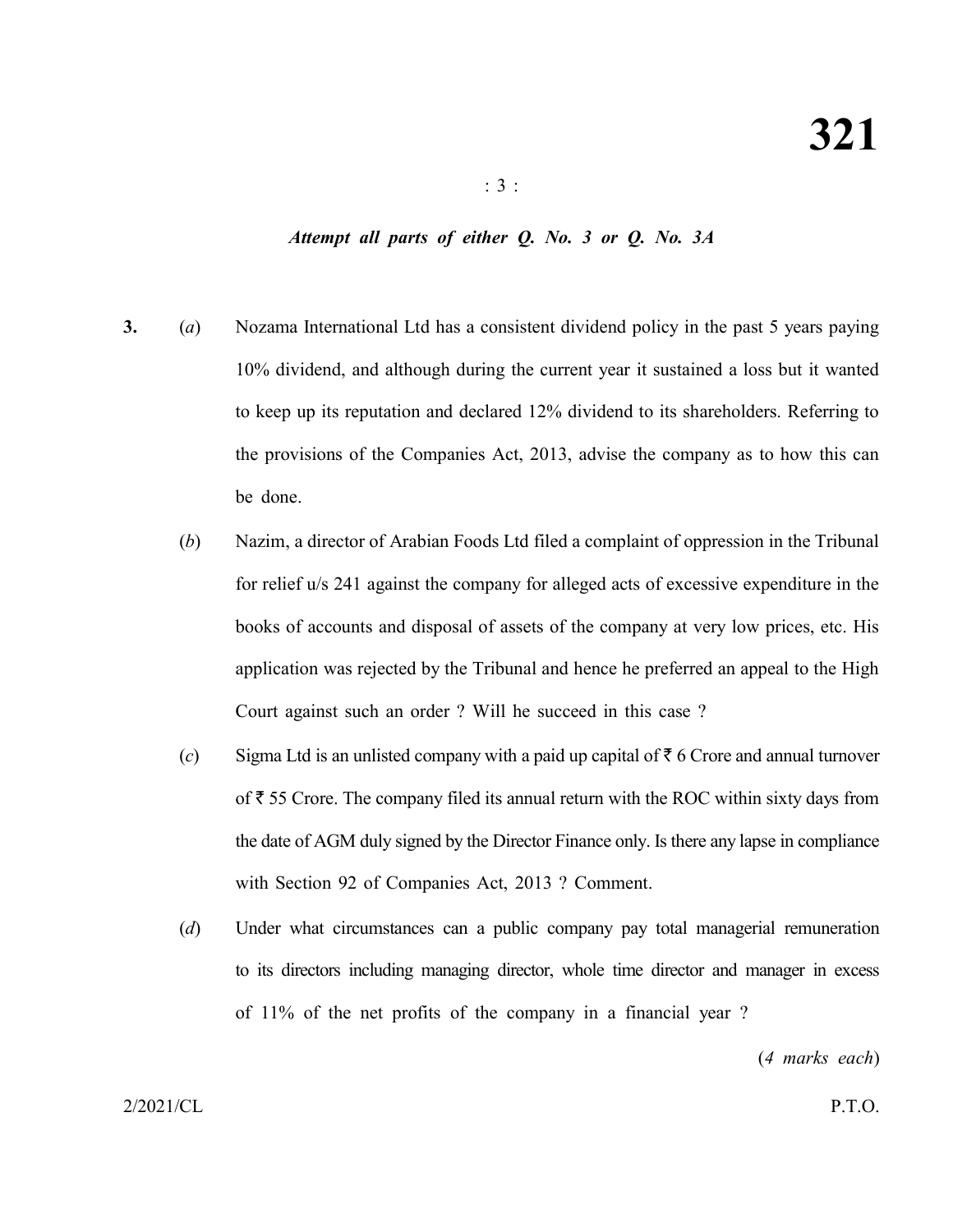*Attempt all parts of either Q. No. 3 or Q. No. 3A*

**3.** (*a*) Nozama International Ltd has a consistent dividend policy in the past 5 years paying 10% dividend, and although during the current year it sustained a loss but it wanted to keep up its reputation and declared 12% dividend to its shareholders. Referring to the provisions of the Companies Act, 2013, advise the company as to how this can be done.

(*b*) Nazim, a director of Arabian Foods Ltd filed a complaint of oppression in the Tribunal for relief u/s 241 against the company for alleged acts of excessive expenditure in the books of accounts and disposal of assets of the company at very low prices, etc. His application was rejected by the Tribunal and hence he preferred an appeal to the High Court against such an order ? Will he succeed in this case ?

(*c*) Sigma Ltd is an unlisted company with a paid up capital of ₹ 6 Crore and annual turnover of ₹ 55 Crore. The company filed its annual return with the ROC within sixty days from the date of AGM duly signed by the Director Finance only. Is there any lapse in compliance with Section 92 of Companies Act, 2013 ? Comment.

(*d*) Under what circumstances can a public company pay total managerial remuneration to its directors including managing director, whole time director and manager in excess of 11% of the net profits of the company in a financial year ?

(*4 marks each*)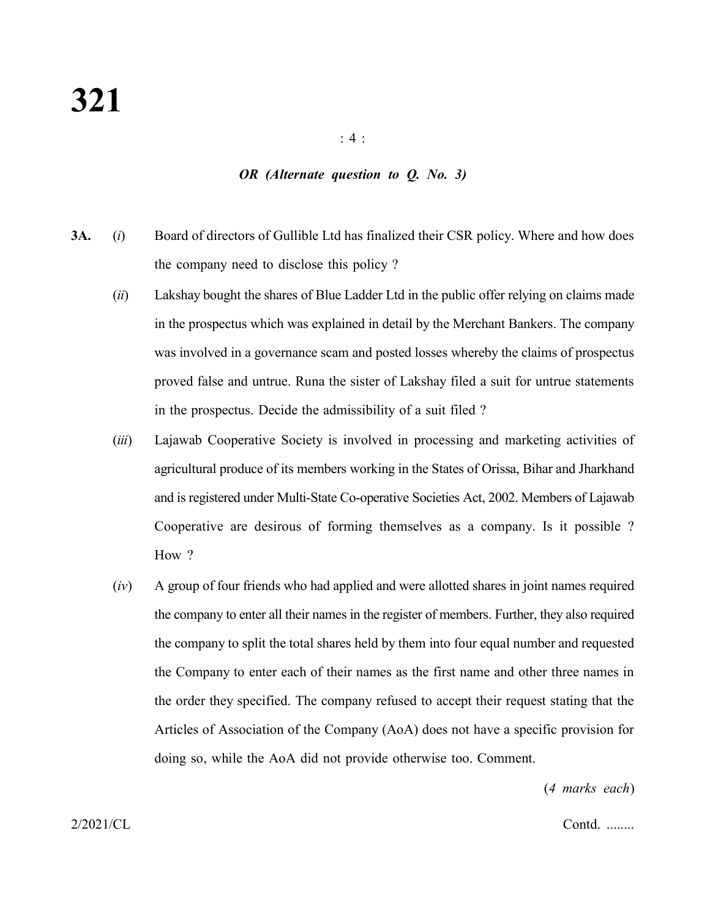*OR (Alternate question to Q. No. 3)*

**3A.** (*i*) Board of directors of Gullible Ltd has finalized their CSR policy. Where and how does the company need to disclose this policy ?

(*ii*) Lakshay bought the shares of Blue Ladder Ltd in the public offer relying on claims made in the prospectus which was explained in detail by the Merchant Bankers. The company was involved in a governance scam and posted losses whereby the claims of prospectus proved false and untrue. Runa the sister of Lakshay filed a suit for untrue statements in the prospectus. Decide the admissibility of a suit filed ?

(*iii*) Lajawab Cooperative Society is involved in processing and marketing activities of agricultural produce of its members working in the States of Orissa, Bihar and Jharkhand and is registered under Multi-State Co-operative Societies Act, 2002. Members of Lajawab Cooperative are desirous of forming themselves as a company. Is it possible ? How ?

(*iv*) A group of four friends who had applied and were allotted shares in joint names required the company to enter all their names in the register of members. Further, they also required the company to split the total shares held by them into four equal number and requested the Company to enter each of their names as the first name and other three names in the order they specified. The company refused to accept their request stating that the Articles of Association of the Company (AoA) does not have a specific provision for doing so, while the AoA did not provide otherwise too. Comment.

(*4 marks each*)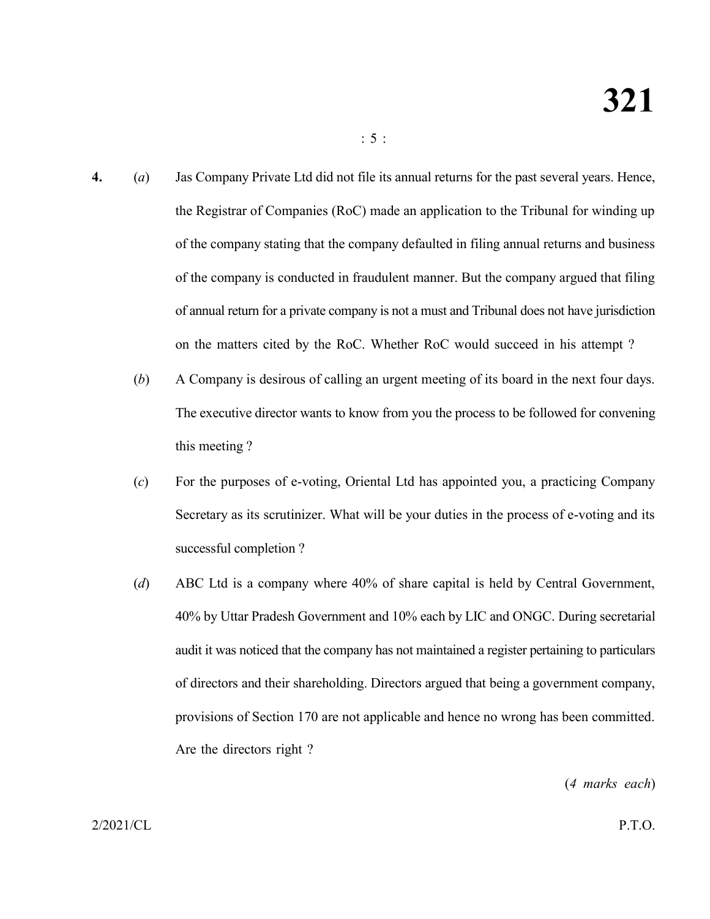**4.** (*a*) Jas Company Private Ltd did not file its annual returns for the past several years. Hence, the Registrar of Companies (RoC) made an application to the Tribunal for winding up of the company stating that the company defaulted in filing annual returns and business of the company is conducted in fraudulent manner. But the company argued that filing of annual return for a private company is not a must and Tribunal does not have jurisdiction on the matters cited by the RoC. Whether RoC would succeed in his attempt ?

(*b*) A Company is desirous of calling an urgent meeting of its board in the next four days. The executive director wants to know from you the process to be followed for convening this meeting ?

(*c*) For the purposes of e-voting, Oriental Ltd has appointed you, a practicing Company Secretary as its scrutinizer. What will be your duties in the process of e-voting and its successful completion ?

(*d*) ABC Ltd is a company where 40% of share capital is held by Central Government, 40% by Uttar Pradesh Government and 10% each by LIC and ONGC. During secretarial audit it was noticed that the company has not maintained a register pertaining to particulars of directors and their shareholding. Directors argued that being a government company, provisions of Section 170 are not applicable and hence no wrong has been committed. Are the directors right ?

(*4 marks each*)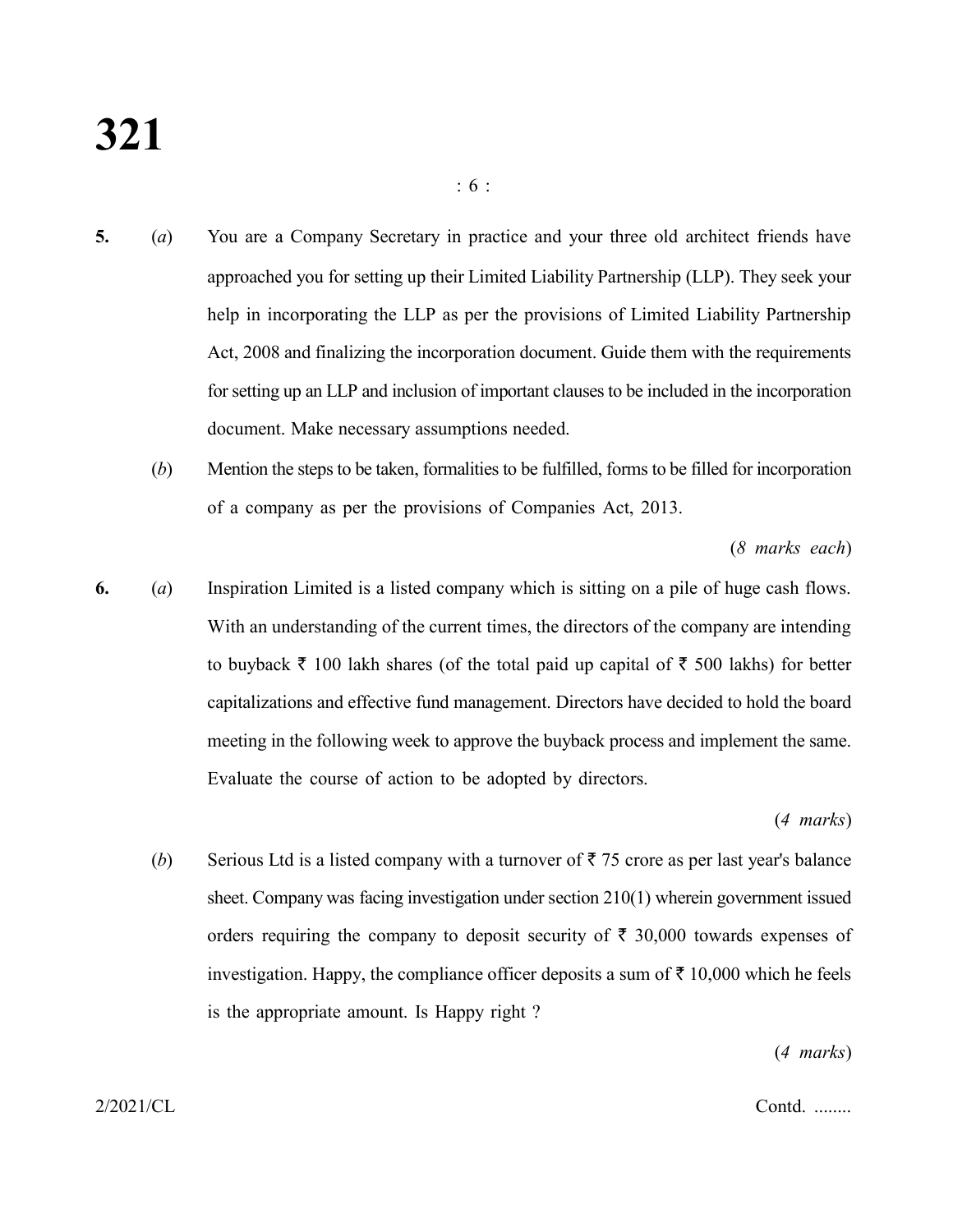5\. (*a*) You are a Company Secretary in practice and your three old architect friends have approached you for setting up their Limited Liability Partnership (LLP). They seek your help in incorporating the LLP as per the provisions of Limited Liability Partnership Act, 2008 and finalizing the incorporation document. Guide them with the requirements for setting up an LLP and inclusion of important clauses to be included in the incorporation document. Make necessary assumptions needed.

(*b*) Mention the steps to be taken, formalities to be fulfilled, forms to be filled for incorporation of a company as per the provisions of Companies Act, 2013.

(*8 marks each*)

6\. (*a*) Inspiration Limited is a listed company which is sitting on a pile of huge cash flows. With an understanding of the current times, the directors of the company are intending to buyback ₹ 100 lakh shares (of the total paid up capital of ₹ 500 lakhs) for better capitalizations and effective fund management. Directors have decided to hold the board meeting in the following week to approve the buyback process and implement the same. Evaluate the course of action to be adopted by directors.

(*4 marks*)

(*b*) Serious Ltd is a listed company with a turnover of ₹ 75 crore as per last year's balance sheet. Company was facing investigation under section 210(1) wherein government issued orders requiring the company to deposit security of ₹ 30,000 towards expenses of investigation. Happy, the compliance officer deposits a sum of ₹ 10,000 which he feels is the appropriate amount. Is Happy right ?

(*4 marks*)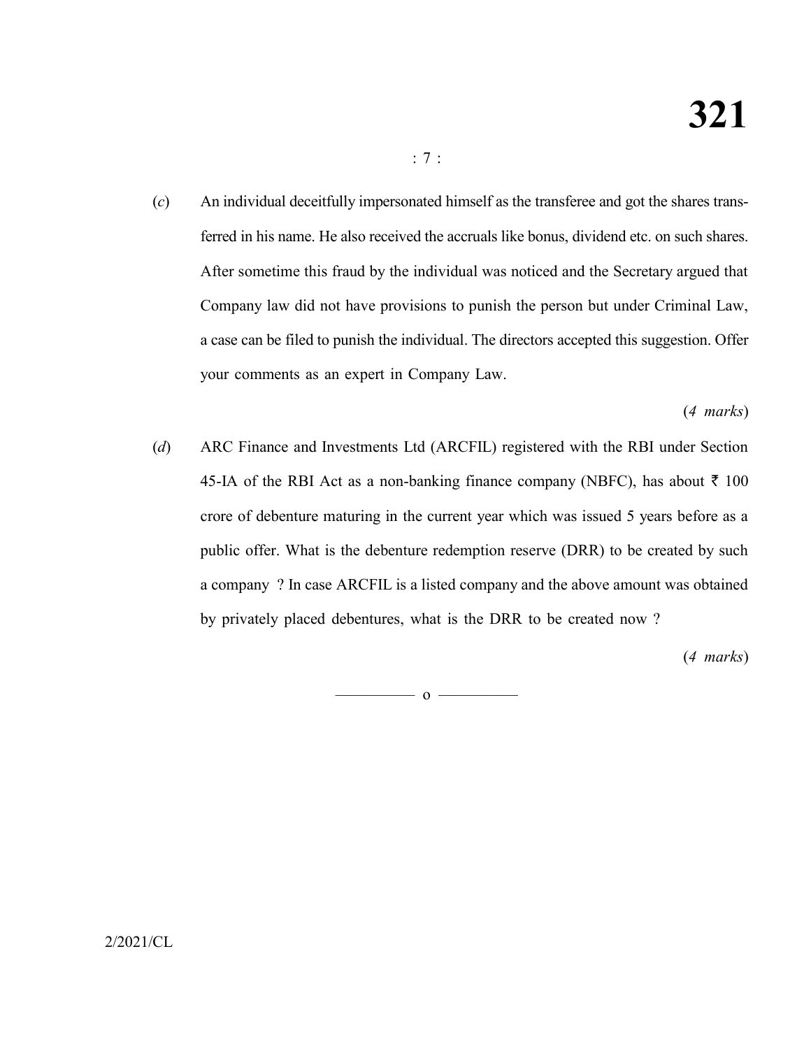(*c*) An individual deceitfully impersonated himself as the transferee and got the shares transferred in his name. He also received the accruals like bonus, dividend etc. on such shares. After sometime this fraud by the individual was noticed and the Secretary argued that Company law did not have provisions to punish the person but under Criminal Law, a case can be filed to punish the individual. The directors accepted this suggestion. Offer your comments as an expert in Company Law.

(*4 marks*)

(*d*) ARC Finance and Investments Ltd (ARCFIL) registered with the RBI under Section 45-IA of the RBI Act as a non-banking finance company (NBFC), has about ₹ 100 crore of debenture maturing in the current year which was issued 5 years before as a public offer. What is the debenture redemption reserve (DRR) to be created by such a company ? In case ARCFIL is a listed company and the above amount was obtained by privately placed debentures, what is the DRR to be created now ?

(*4 marks*)

———— o ————

2/2021/CL